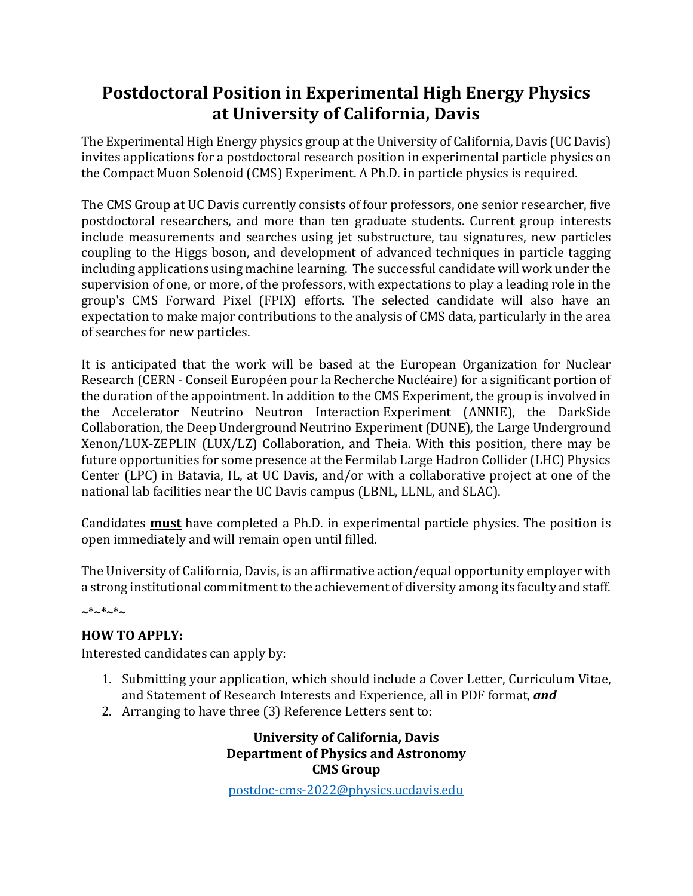# Postdoctoral Position in Experimental High Energy Physics at University of California, Davis

The Experimental High Energy physics group at the University of California, Davis (UC Davis) invites applications for a postdoctoral research position in experimental particle physics on the Compact Muon Solenoid (CMS) Experiment. A Ph.D. in particle physics is required.

The CMS Group at UC Davis currently consists of four professors, one senior researcher, five postdoctoral researchers, and more than ten graduate students. Current group interests include measurements and searches using jet substructure, tau signatures, new particles coupling to the Higgs boson, and development of advanced techniques in particle tagging including applications using machine learning. The successful candidate will work under the supervision of one, or more, of the professors, with expectations to play a leading role in the group's CMS Forward Pixel (FPIX) efforts. The selected candidate will also have an expectation to make major contributions to the analysis of CMS data, particularly in the area of searches for new particles.

It is anticipated that the work will be based at the European Organization for Nuclear Research (CERN - Conseil Européen pour la Recherche Nucléaire) for a significant portion of the duration of the appointment. In addition to the CMS Experiment, the group is involved in the Accelerator Neutrino Neutron Interaction Experiment (ANNIE), the DarkSide Collaboration, the Deep Underground Neutrino Experiment (DUNE), the Large Underground Xenon/LUX-ZEPLIN (LUX/LZ) Collaboration, and Theia. With this position, there may be future opportunities for some presence at the Fermilab Large Hadron Collider (LHC) Physics Center (LPC) in Batavia, IL, at UC Davis, and/or with a collaborative project at one of the national lab facilities near the UC Davis campus (LBNL, LLNL, and SLAC).

Candidates <u>**must**</u> have completed a Ph.D. in experimental particle physics. The position is open immediately and will remain open until filled.

The University of California, Davis, is an affirmative action/equal opportunity employer with a strong institutional commitment to the achievement of diversity among its faculty and staff.

~*~*~*~

**HOW TO APPLY:**

Interested candidates can apply by:

1. Submitting your application, which should include a Cover Letter, Curriculum Vitae, and Statement of Research Interests and Experience, all in PDF format, ***and***
2. Arranging to have three (3) Reference Letters sent to:

**University of California, Davis**
**Department of Physics and Astronomy**
**CMS Group**

postdoc-cms-2022@physics.ucdavis.edu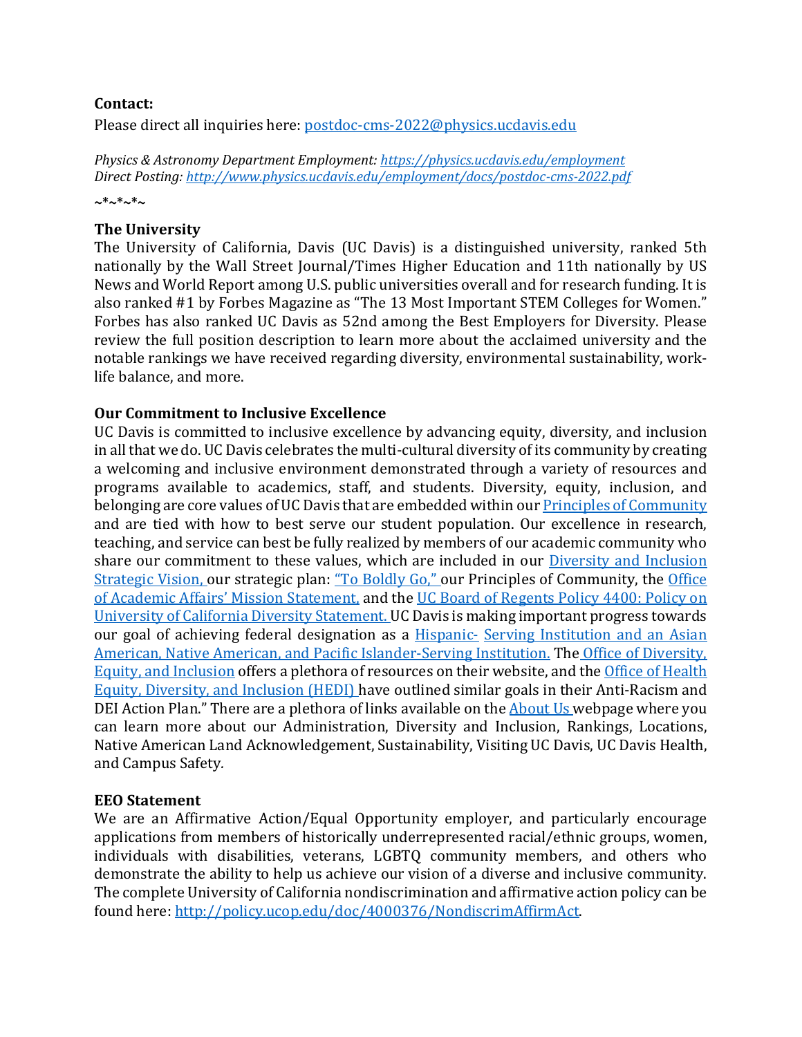**Contact:**
Please direct all inquiries here: [postdoc-cms-2022@physics.ucdavis.edu](mailto:postdoc-cms-2022@physics.ucdavis.edu)

*Physics & Astronomy Department Employment: [https://physics.ucdavis.edu/employment](https://physics.ucdavis.edu/employment)*
*Direct Posting: [http://www.physics.ucdavis.edu/employment/docs/postdoc-cms-2022.pdf](http://www.physics.ucdavis.edu/employment/docs/postdoc-cms-2022.pdf)*

~*~*~*~

**The University**
The University of California, Davis (UC Davis) is a distinguished university, ranked 5th nationally by the Wall Street Journal/Times Higher Education and 11th nationally by US News and World Report among U.S. public universities overall and for research funding. It is also ranked #1 by Forbes Magazine as "The 13 Most Important STEM Colleges for Women." Forbes has also ranked UC Davis as 52nd among the Best Employers for Diversity. Please review the full position description to learn more about the acclaimed university and the notable rankings we have received regarding diversity, environmental sustainability, work-life balance, and more.

**Our Commitment to Inclusive Excellence**
UC Davis is committed to inclusive excellence by advancing equity, diversity, and inclusion in all that we do. UC Davis celebrates the multi-cultural diversity of its community by creating a welcoming and inclusive environment demonstrated through a variety of resources and programs available to academics, staff, and students. Diversity, equity, inclusion, and belonging are core values of UC Davis that are embedded within our Principles of Community and are tied with how to best serve our student population. Our excellence in research, teaching, and service can best be fully realized by members of our academic community who share our commitment to these values, which are included in our Diversity and Inclusion Strategic Vision, our strategic plan: "To Boldly Go," our Principles of Community, the Office of Academic Affairs' Mission Statement, and the UC Board of Regents Policy 4400: Policy on University of California Diversity Statement. UC Davis is making important progress towards our goal of achieving federal designation as a Hispanic- Serving Institution and an Asian American, Native American, and Pacific Islander-Serving Institution. The Office of Diversity, Equity, and Inclusion offers a plethora of resources on their website, and the Office of Health Equity, Diversity, and Inclusion (HEDI) have outlined similar goals in their Anti-Racism and DEI Action Plan." There are a plethora of links available on the About Us webpage where you can learn more about our Administration, Diversity and Inclusion, Rankings, Locations, Native American Land Acknowledgement, Sustainability, Visiting UC Davis, UC Davis Health, and Campus Safety.

**EEO Statement**
We are an Affirmative Action/Equal Opportunity employer, and particularly encourage applications from members of historically underrepresented racial/ethnic groups, women, individuals with disabilities, veterans, LGBTQ community members, and others who demonstrate the ability to help us achieve our vision of a diverse and inclusive community. The complete University of California nondiscrimination and affirmative action policy can be found here: [http://policy.ucop.edu/doc/4000376/NondiscrimAffirmAct](http://policy.ucop.edu/doc/4000376/NondiscrimAffirmAct).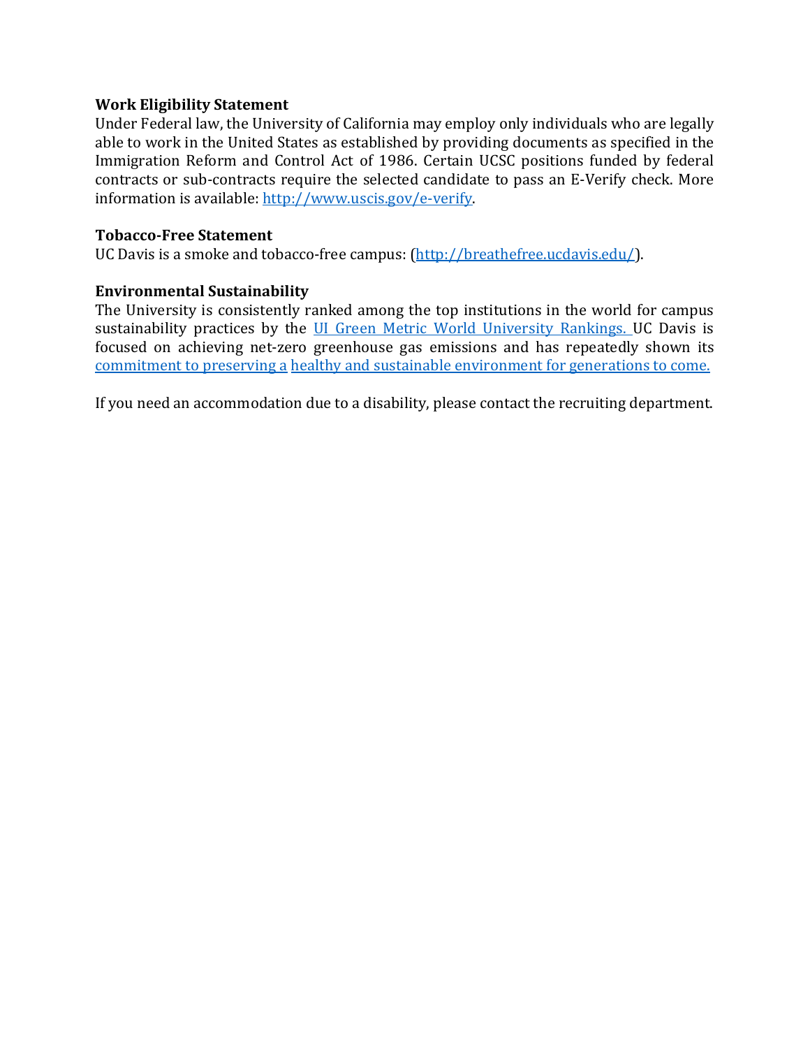**Work Eligibility Statement**
Under Federal law, the University of California may employ only individuals who are legally able to work in the United States as established by providing documents as specified in the Immigration Reform and Control Act of 1986. Certain UCSC positions funded by federal contracts or sub-contracts require the selected candidate to pass an E-Verify check. More information is available: [http://www.uscis.gov/e-verify](http://www.uscis.gov/e-verify).

**Tobacco-Free Statement**
UC Davis is a smoke and tobacco-free campus: ([http://breathefree.ucdavis.edu/](http://breathefree.ucdavis.edu/)).

**Environmental Sustainability**
The University is consistently ranked among the top institutions in the world for campus sustainability practices by the UI Green Metric World University Rankings. UC Davis is focused on achieving net-zero greenhouse gas emissions and has repeatedly shown its commitment to preserving a healthy and sustainable environment for generations to come.

If you need an accommodation due to a disability, please contact the recruiting department.